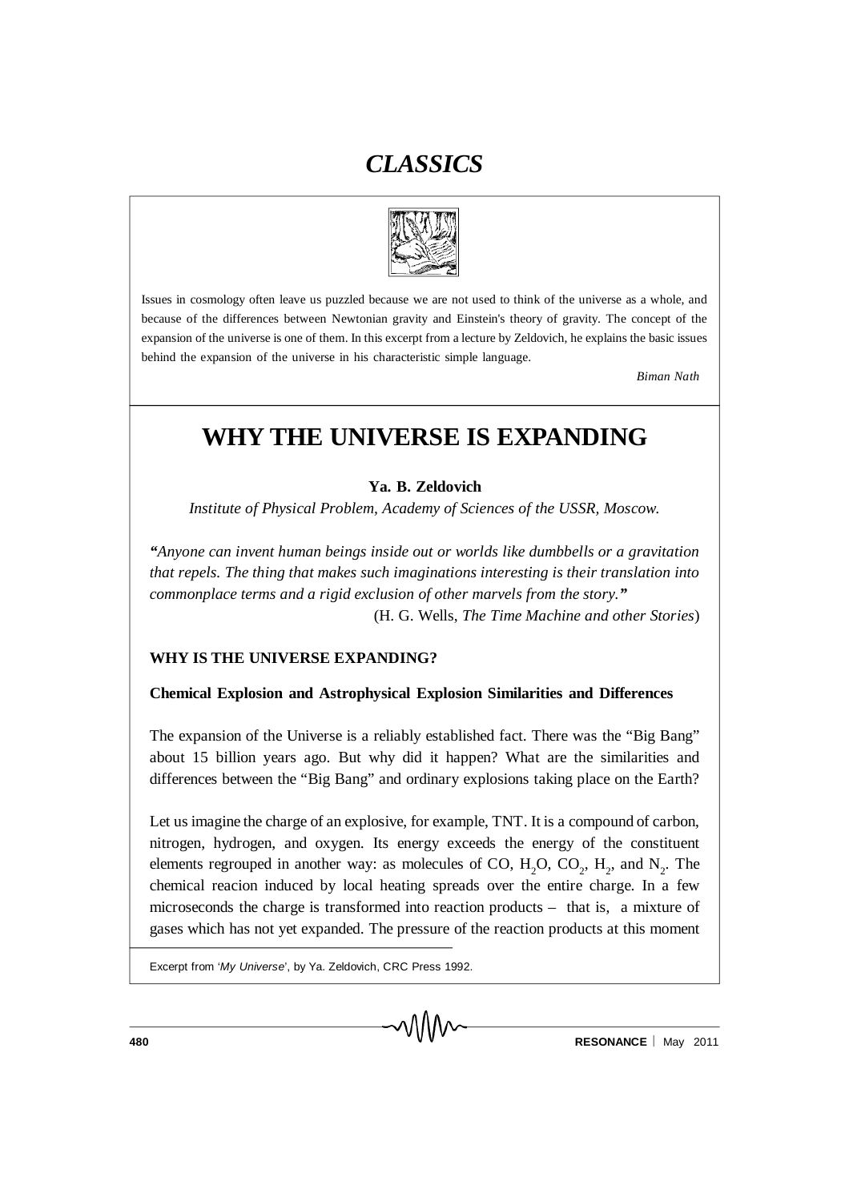# *CLASSICS*

Issues in cosmology often leave us puzzled because we are not used to think of the universe as a whole, and because of the differences between Newtonian gravity and Einstein's theory of gravity. The concept of the expansion of the universe is one of them. In this excerpt from a lecture by Zeldovich, he explains the basic issues behind the expansion of the universe in his characteristic simple language.

*Biman Nath*

# WHY THE UNIVERSE IS EXPANDING

**Ya. B. Zeldovich**

*Institute of Physical Problem, Academy of Sciences of the USSR, Moscow.*

***"****Anyone can invent human beings inside out or worlds like dumbbells or a gravitation that repels. The thing that makes such imaginations interesting is their translation into commonplace terms and a rigid exclusion of other marvels from the story.****"***

(H. G. Wells, *The Time Machine and other Stories*)

## WHY IS THE UNIVERSE EXPANDING?

### Chemical Explosion and Astrophysical Explosion Similarities and Differences

The expansion of the Universe is a reliably established fact. There was the "Big Bang" about 15 billion years ago. But why did it happen? What are the similarities and differences between the "Big Bang" and ordinary explosions taking place on the Earth?

Let us imagine the charge of an explosive, for example, TNT. It is a compound of carbon, nitrogen, hydrogen, and oxygen. Its energy exceeds the energy of the constituent elements regrouped in another way: as molecules of CO, $H_2O$, $CO_2$, $H_2$, and $N_2$. The chemical reacion induced by local heating spreads over the entire charge. In a few microseconds the charge is transformed into reaction products – that is, a mixture of gases which has not yet expanded. The pressure of the reaction products at this moment

Excerpt from '*My Universe*', by Ya. Zeldovich, CRC Press 1992.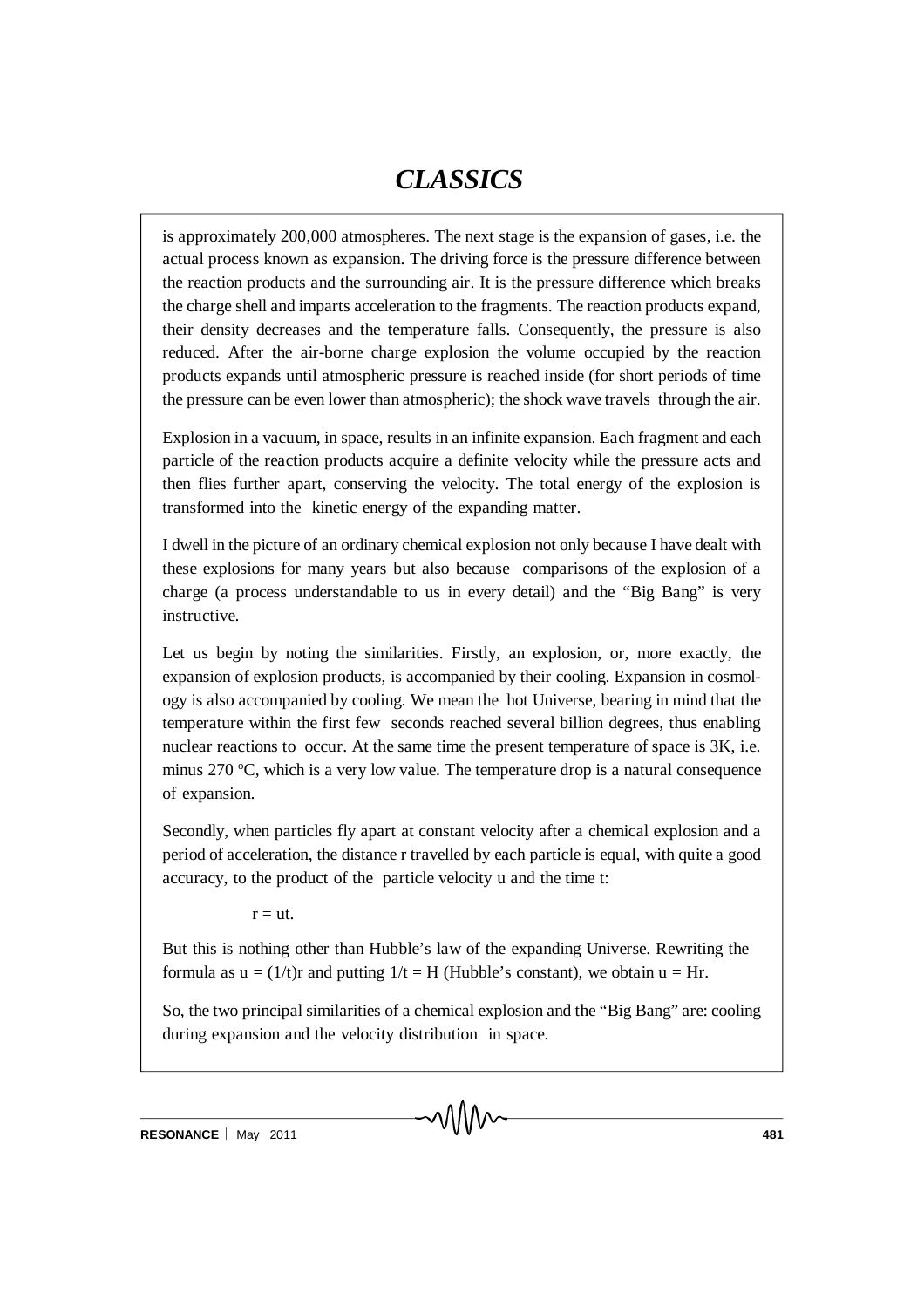is approximately 200,000 atmospheres. The next stage is the expansion of gases, i.e. the actual process known as expansion. The driving force is the pressure difference between the reaction products and the surrounding air. It is the pressure difference which breaks the charge shell and imparts acceleration to the fragments. The reaction products expand, their density decreases and the temperature falls. Consequently, the pressure is also reduced. After the air-borne charge explosion the volume occupied by the reaction products expands until atmospheric pressure is reached inside (for short periods of time the pressure can be even lower than atmospheric); the shock wave travels through the air.

Explosion in a vacuum, in space, results in an infinite expansion. Each fragment and each particle of the reaction products acquire a definite velocity while the pressure acts and then flies further apart, conserving the velocity. The total energy of the explosion is transformed into the kinetic energy of the expanding matter.

I dwell in the picture of an ordinary chemical explosion not only because I have dealt with these explosions for many years but also because comparisons of the explosion of a charge (a process understandable to us in every detail) and the "Big Bang" is very instructive.

Let us begin by noting the similarities. Firstly, an explosion, or, more exactly, the expansion of explosion products, is accompanied by their cooling. Expansion in cosmology is also accompanied by cooling. We mean the hot Universe, bearing in mind that the temperature within the first few seconds reached several billion degrees, thus enabling nuclear reactions to occur. At the same time the present temperature of space is 3K, i.e. minus 270 $^{o}$C, which is a very low value. The temperature drop is a natural consequence of expansion.

Secondly, when particles fly apart at constant velocity after a chemical explosion and a period of acceleration, the distance r travelled by each particle is equal, with quite a good accuracy, to the product of the particle velocity u and the time t:

$$r = ut.$$

But this is nothing other than Hubble's law of the expanding Universe. Rewriting the formula as $u = (1/t)r$ and putting $1/t = H$ (Hubble's constant), we obtain $u = Hr$.

So, the two principal similarities of a chemical explosion and the "Big Bang" are: cooling during expansion and the velocity distribution in space.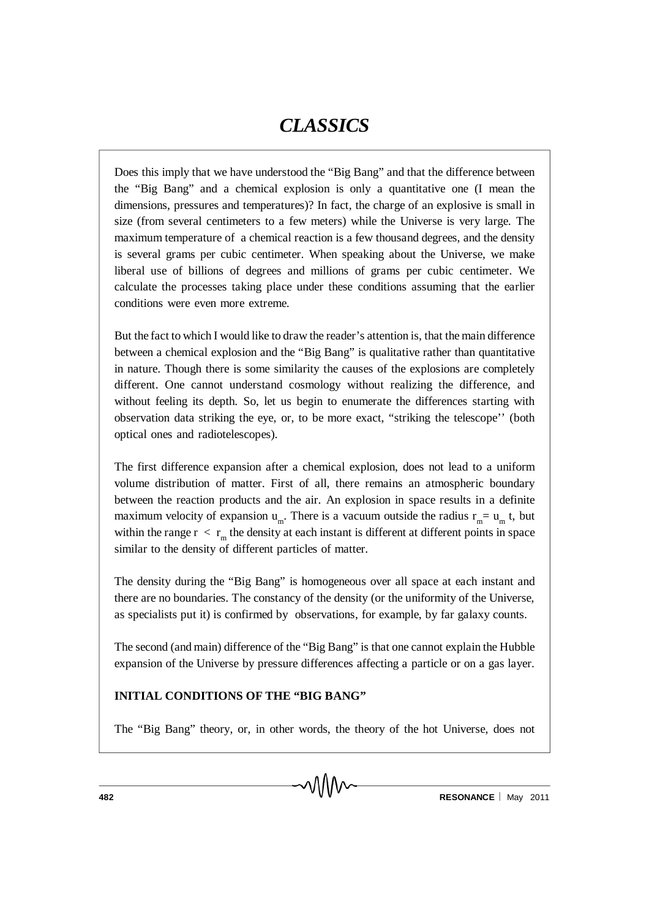Does this imply that we have understood the "Big Bang" and that the difference between the "Big Bang" and a chemical explosion is only a quantitative one (I mean the dimensions, pressures and temperatures)? In fact, the charge of an explosive is small in size (from several centimeters to a few meters) while the Universe is very large. The maximum temperature of a chemical reaction is a few thousand degrees, and the density is several grams per cubic centimeter. When speaking about the Universe, we make liberal use of billions of degrees and millions of grams per cubic centimeter. We calculate the processes taking place under these conditions assuming that the earlier conditions were even more extreme.

But the fact to which I would like to draw the reader's attention is, that the main difference between a chemical explosion and the "Big Bang" is qualitative rather than quantitative in nature. Though there is some similarity the causes of the explosions are completely different. One cannot understand cosmology without realizing the difference, and without feeling its depth. So, let us begin to enumerate the differences starting with observation data striking the eye, or, to be more exact, "striking the telescope'' (both optical ones and radiotelescopes).

The first difference expansion after a chemical explosion, does not lead to a uniform volume distribution of matter. First of all, there remains an atmospheric boundary between the reaction products and the air. An explosion in space results in a definite maximum velocity of expansion $u_m$. There is a vacuum outside the radius $r_m = u_m t$, but within the range $r < r_m$ the density at each instant is different at different points in space similar to the density of different particles of matter.

The density during the "Big Bang" is homogeneous over all space at each instant and there are no boundaries. The constancy of the density (or the uniformity of the Universe, as specialists put it) is confirmed by observations, for example, by far galaxy counts.

The second (and main) difference of the "Big Bang" is that one cannot explain the Hubble expansion of the Universe by pressure differences affecting a particle or on a gas layer.

## INITIAL CONDITIONS OF THE "BIG BANG"

The "Big Bang" theory, or, in other words, the theory of the hot Universe, does not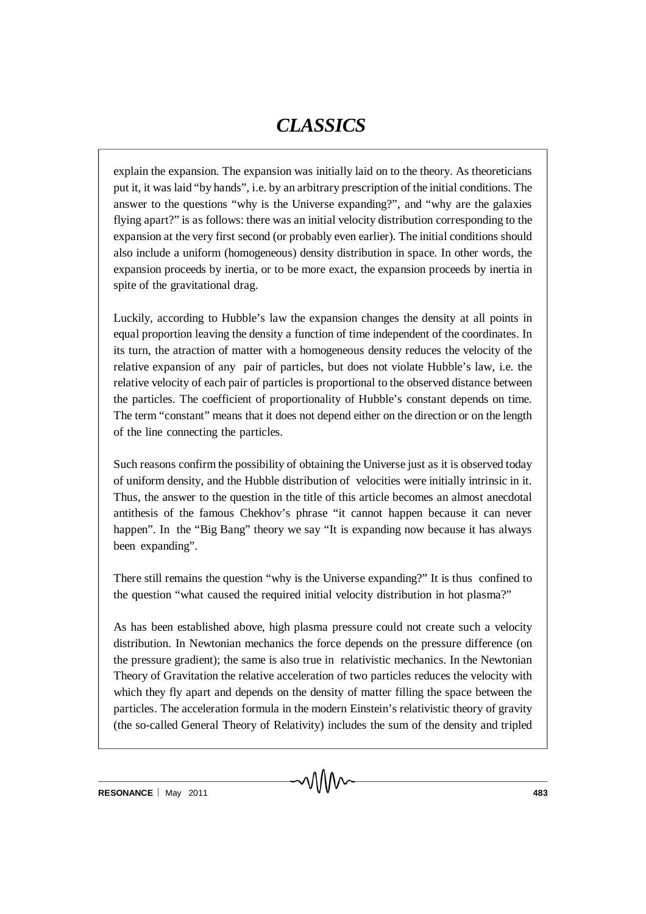explain the expansion. The expansion was initially laid on to the theory. As theoreticians put it, it was laid "by hands", i.e. by an arbitrary prescription of the initial conditions. The answer to the questions "why is the Universe expanding?", and "why are the galaxies flying apart?" is as follows: there was an initial velocity distribution corresponding to the expansion at the very first second (or probably even earlier). The initial conditions should also include a uniform (homogeneous) density distribution in space. In other words, the expansion proceeds by inertia, or to be more exact, the expansion proceeds by inertia in spite of the gravitational drag.

Luckily, according to Hubble's law the expansion changes the density at all points in equal proportion leaving the density a function of time independent of the coordinates. In its turn, the atraction of matter with a homogeneous density reduces the velocity of the relative expansion of any pair of particles, but does not violate Hubble's law, i.e. the relative velocity of each pair of particles is proportional to the observed distance between the particles. The coefficient of proportionality of Hubble's constant depends on time. The term "constant" means that it does not depend either on the direction or on the length of the line connecting the particles.

Such reasons confirm the possibility of obtaining the Universe just as it is observed today of uniform density, and the Hubble distribution of velocities were initially intrinsic in it. Thus, the answer to the question in the title of this article becomes an almost anecdotal antithesis of the famous Chekhov's phrase "it cannot happen because it can never happen". In the "Big Bang" theory we say "It is expanding now because it has always been expanding".

There still remains the question "why is the Universe expanding?" It is thus confined to the question "what caused the required initial velocity distribution in hot plasma?"

As has been established above, high plasma pressure could not create such a velocity distribution. In Newtonian mechanics the force depends on the pressure difference (on the pressure gradient); the same is also true in relativistic mechanics. In the Newtonian Theory of Gravitation the relative acceleration of two particles reduces the velocity with which they fly apart and depends on the density of matter filling the space between the particles. The acceleration formula in the modern Einstein's relativistic theory of gravity (the so-called General Theory of Relativity) includes the sum of the density and tripled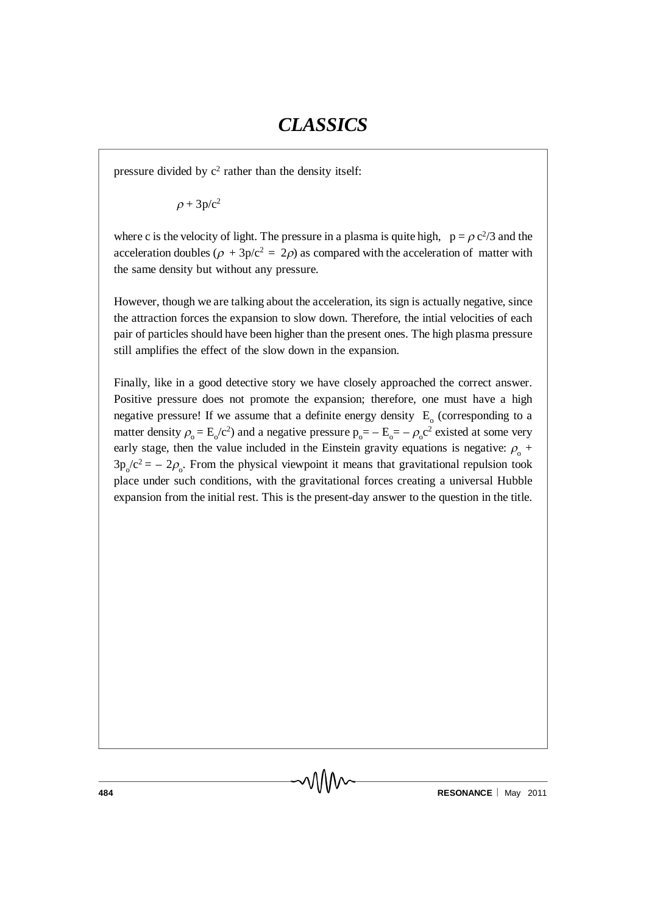pressure divided by $c^2$ rather than the density itself:

$$\rho + 3p/c^2$$

where c is the velocity of light. The pressure in a plasma is quite high, $p = \rho c^2/3$ and the acceleration doubles ($\rho + 3p/c^2 = 2\rho$) as compared with the acceleration of matter with the same density but without any pressure.

However, though we are talking about the acceleration, its sign is actually negative, since the attraction forces the expansion to slow down. Therefore, the intial velocities of each pair of particles should have been higher than the present ones. The high plasma pressure still amplifies the effect of the slow down in the expansion.

Finally, like in a good detective story we have closely approached the correct answer. Positive pressure does not promote the expansion; therefore, one must have a high negative pressure! If we assume that a definite energy density $E_o$ (corresponding to a matter density $\rho_o = E_o/c^2$) and a negative pressure $p_o = -E_o = -\rho_o c^2$ existed at some very early stage, then the value included in the Einstein gravity equations is negative: $\rho_o + 3p_o/c^2 = -2\rho_o$. From the physical viewpoint it means that gravitational repulsion took place under such conditions, with the gravitational forces creating a universal Hubble expansion from the initial rest. This is the present-day answer to the question in the title.